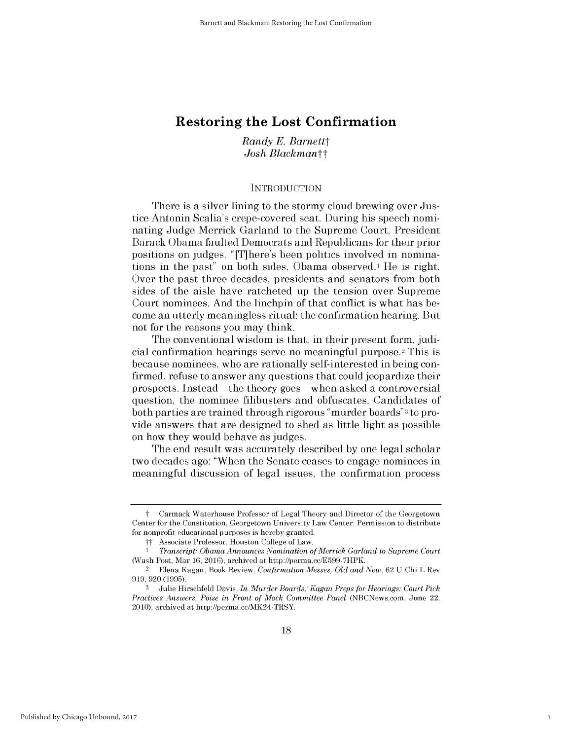# Restoring the Lost Confirmation

*Randy E. Barnett*†
*Josh Blackman*††

## INTRODUCTION

There is a silver lining to the stormy cloud brewing over Justice Antonin Scalia's crepe-covered seat. During his speech nominating Judge Merrick Garland to the Supreme Court, President Barack Obama faulted Democrats and Republicans for their prior positions on judges. "[T]here's been politics involved in nominations in the past" on both sides, Obama observed.[1] He is right. Over the past three decades, presidents and senators from both sides of the aisle have ratcheted up the tension over Supreme Court nominees. And the linchpin of that conflict is what has become an utterly meaningless ritual: the confirmation hearing. But not for the reasons you may think.

The conventional wisdom is that, in their present form, judicial confirmation hearings serve no meaningful purpose.[2] This is because nominees, who are rationally self-interested in being confirmed, refuse to answer any questions that could jeopardize their prospects. Instead—the theory goes—when asked a controversial question, the nominee filibusters and obfuscates. Candidates of both parties are trained through rigorous "murder boards"[3] to provide answers that are designed to shed as little light as possible on how they would behave as judges.

The end result was accurately described by one legal scholar two decades ago: "When the Senate ceases to engage nominees in meaningful discussion of legal issues, the confirmation process

---

† Carmack Waterhouse Professor of Legal Theory and Director of the Georgetown Center for the Constitution, Georgetown University Law Center. Permission to distribute for nonprofit educational purposes is hereby granted.

†† Associate Professor, Houston College of Law.

1 *Transcript: Obama Announces Nomination of Merrick Garland to Supreme Court* (Wash Post, Mar 16, 2016), archived at http://perma.cc/E599-7HPK.

2 Elena Kagan, Book Review, *Confirmation Messes, Old and New*, 62 U Chi L Rev 919, 920 (1995).

3 Julie Hirschfeld Davis, *In 'Murder Boards,' Kagan Preps for Hearings: Court Pick Practices Answers, Poise in Front of Mock Committee Panel* (NBCNews.com, June 22, 2010), archived at http://perma.cc/MK24-TRSY.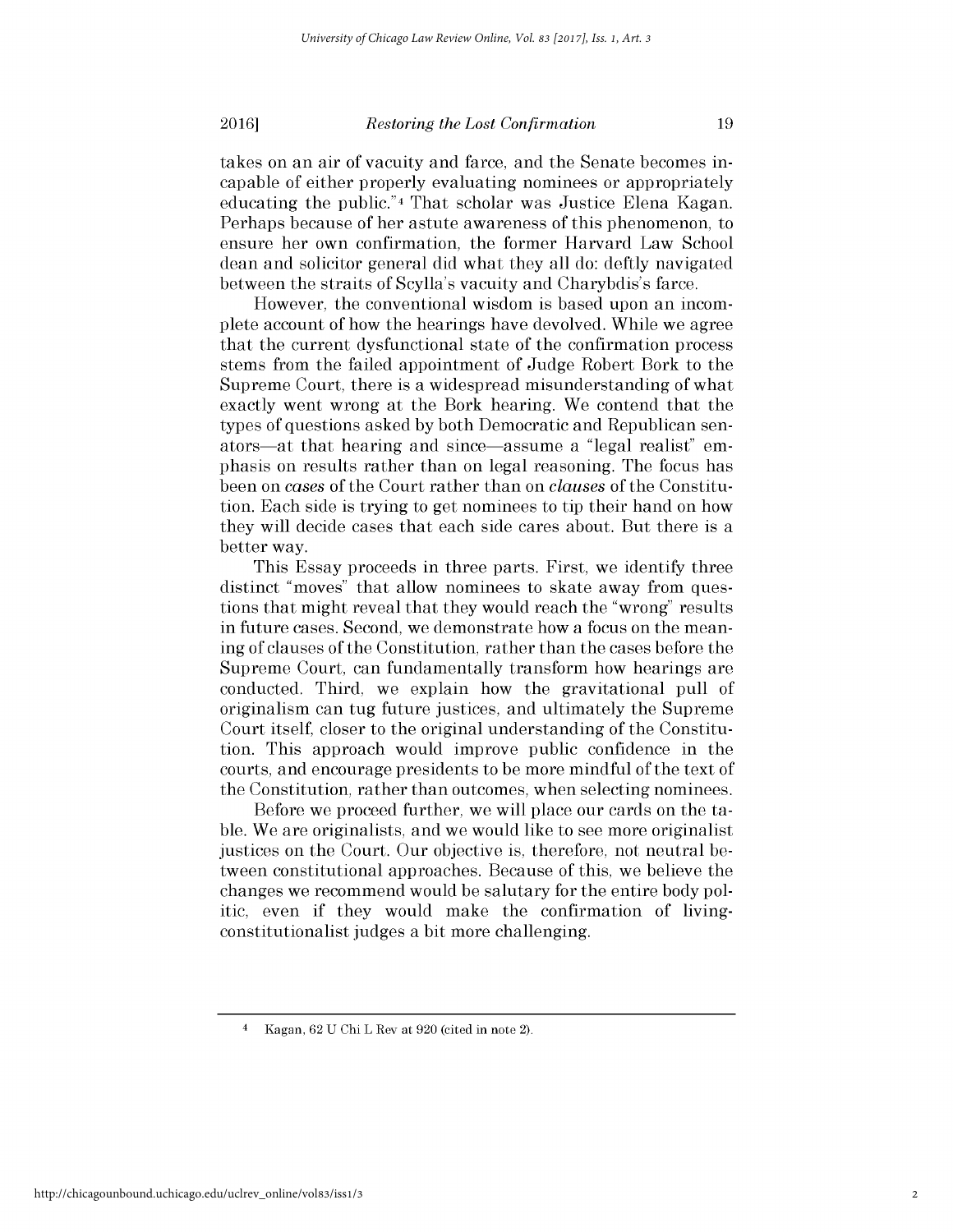takes on an air of vacuity and farce, and the Senate becomes incapable of either properly evaluating nominees or appropriately educating the public."[4] That scholar was Justice Elena Kagan. Perhaps because of her astute awareness of this phenomenon, to ensure her own confirmation, the former Harvard Law School dean and solicitor general did what they all do: deftly navigated between the straits of Scylla's vacuity and Charybdis's farce.

However, the conventional wisdom is based upon an incomplete account of how the hearings have devolved. While we agree that the current dysfunctional state of the confirmation process stems from the failed appointment of Judge Robert Bork to the Supreme Court, there is a widespread misunderstanding of what exactly went wrong at the Bork hearing. We contend that the types of questions asked by both Democratic and Republican senators—at that hearing and since—assume a "legal realist" emphasis on results rather than on legal reasoning. The focus has been on *cases* of the Court rather than on *clauses* of the Constitution. Each side is trying to get nominees to tip their hand on how they will decide cases that each side cares about. But there is a better way.

This Essay proceeds in three parts. First, we identify three distinct "moves" that allow nominees to skate away from questions that might reveal that they would reach the "wrong" results in future cases. Second, we demonstrate how a focus on the meaning of clauses of the Constitution, rather than the cases before the Supreme Court, can fundamentally transform how hearings are conducted. Third, we explain how the gravitational pull of originalism can tug future justices, and ultimately the Supreme Court itself, closer to the original understanding of the Constitution. This approach would improve public confidence in the courts, and encourage presidents to be more mindful of the text of the Constitution, rather than outcomes, when selecting nominees.

Before we proceed further, we will place our cards on the table. We are originalists, and we would like to see more originalist justices on the Court. Our objective is, therefore, not neutral between constitutional approaches. Because of this, we believe the changes we recommend would be salutary for the entire body politic, even if they would make the confirmation of living-constitutionalist judges a bit more challenging.

---

[4] Kagan, 62 U Chi L Rev at 920 (cited in note 2).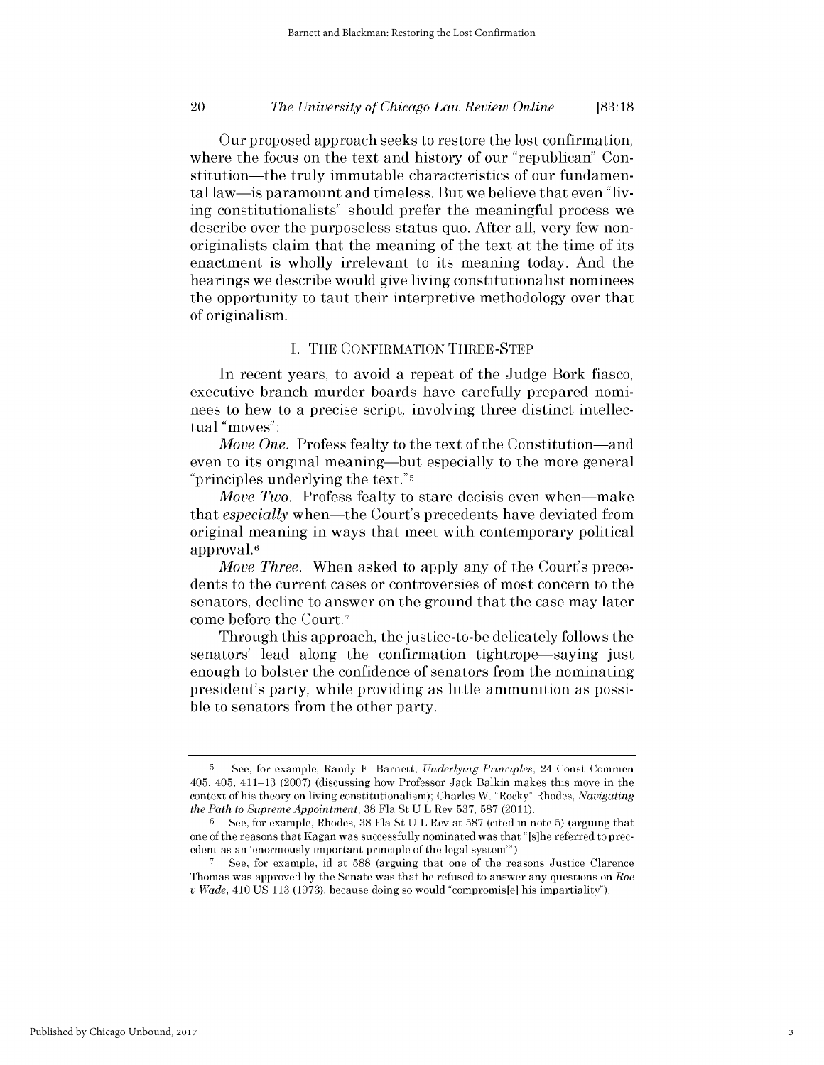Our proposed approach seeks to restore the lost confirmation, where the focus on the text and history of our "republican" Constitution—the truly immutable characteristics of our fundamental law—is paramount and timeless. But we believe that even "living constitutionalists" should prefer the meaningful process we describe over the purposeless status quo. After all, very few non-originalists claim that the meaning of the text at the time of its enactment is wholly irrelevant to its meaning today. And the hearings we describe would give living constitutionalist nominees the opportunity to taut their interpretive methodology over that of originalism.

## I. THE CONFIRMATION THREE-STEP

In recent years, to avoid a repeat of the Judge Bork fiasco, executive branch murder boards have carefully prepared nominees to hew to a precise script, involving three distinct intellectual "moves":

*Move One.* Profess fealty to the text of the Constitution—and even to its original meaning—but especially to the more general "principles underlying the text."[5]

*Move Two.* Profess fealty to stare decisis even when—make that *especially* when—the Court's precedents have deviated from original meaning in ways that meet with contemporary political approval.[6]

*Move Three.* When asked to apply any of the Court's precedents to the current cases or controversies of most concern to the senators, decline to answer on the ground that the case may later come before the Court.[7]

Through this approach, the justice-to-be delicately follows the senators' lead along the confirmation tightrope—saying just enough to bolster the confidence of senators from the nominating president's party, while providing as little ammunition as possible to senators from the other party.

---

[5] See, for example, Randy E. Barnett, *Underlying Principles*, 24 Const Commen 405, 405, 411–13 (2007) (discussing how Professor Jack Balkin makes this move in the context of his theory on living constitutionalism); Charles W. "Rocky" Rhodes, *Navigating the Path to Supreme Appointment*, 38 Fla St U L Rev 537, 587 (2011).

[6] See, for example, Rhodes, 38 Fla St U L Rev at 587 (cited in note 5) (arguing that one of the reasons that Kagan was successfully nominated was that "[s]he referred to precedent as an 'enormously important principle of the legal system'").

[7] See, for example, id at 588 (arguing that one of the reasons Justice Clarence Thomas was approved by the Senate was that he refused to answer any questions on *Roe v Wade*, 410 US 113 (1973), because doing so would "compromis[e] his impartiality").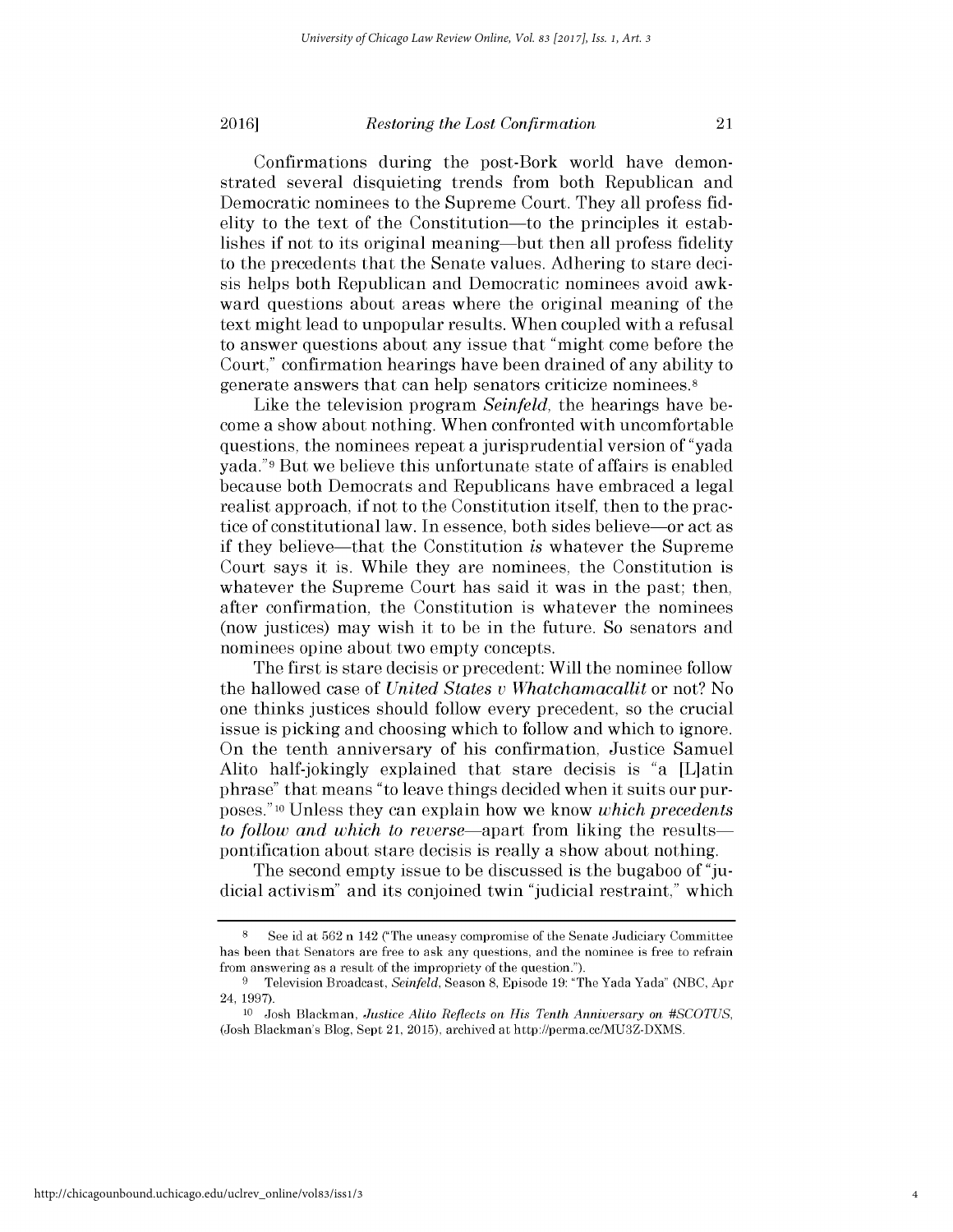Confirmations during the post-Bork world have demonstrated several disquieting trends from both Republican and Democratic nominees to the Supreme Court. They all profess fidelity to the text of the Constitution—to the principles it establishes if not to its original meaning—but then all profess fidelity to the precedents that the Senate values. Adhering to stare decisis helps both Republican and Democratic nominees avoid awkward questions about areas where the original meaning of the text might lead to unpopular results. When coupled with a refusal to answer questions about any issue that "might come before the Court," confirmation hearings have been drained of any ability to generate answers that can help senators criticize nominees.[8]

Like the television program *Seinfeld*, the hearings have become a show about nothing. When confronted with uncomfortable questions, the nominees repeat a jurisprudential version of "yada yada."[9] But we believe this unfortunate state of affairs is enabled because both Democrats and Republicans have embraced a legal realist approach, if not to the Constitution itself, then to the practice of constitutional law. In essence, both sides believe—or act as if they believe—that the Constitution *is* whatever the Supreme Court says it is. While they are nominees, the Constitution is whatever the Supreme Court has said it was in the past; then, after confirmation, the Constitution is whatever the nominees (now justices) may wish it to be in the future. So senators and nominees opine about two empty concepts.

The first is stare decisis or precedent: Will the nominee follow the hallowed case of *United States v Whatchamacallit* or not? No one thinks justices should follow every precedent, so the crucial issue is picking and choosing which to follow and which to ignore. On the tenth anniversary of his confirmation, Justice Samuel Alito half-jokingly explained that stare decisis is "a [L]atin phrase" that means "to leave things decided when it suits our purposes."[10] Unless they can explain how we know *which precedents to follow and which to reverse*—apart from liking the results—pontification about stare decisis is really a show about nothing.

The second empty issue to be discussed is the bugaboo of "judicial activism" and its conjoined twin "judicial restraint," which

---

8 See id at 562 n 142 ("The uneasy compromise of the Senate Judiciary Committee has been that Senators are free to ask any questions, and the nominee is free to refrain from answering as a result of the impropriety of the question.").

9 Television Broadcast, *Seinfeld*, Season 8, Episode 19: "The Yada Yada" (NBC, Apr 24, 1997).

10 Josh Blackman, *Justice Alito Reflects on His Tenth Anniversary on #SCOTUS*, (Josh Blackman's Blog, Sept 21, 2015), archived at http://perma.cc/MU3Z-DXMS.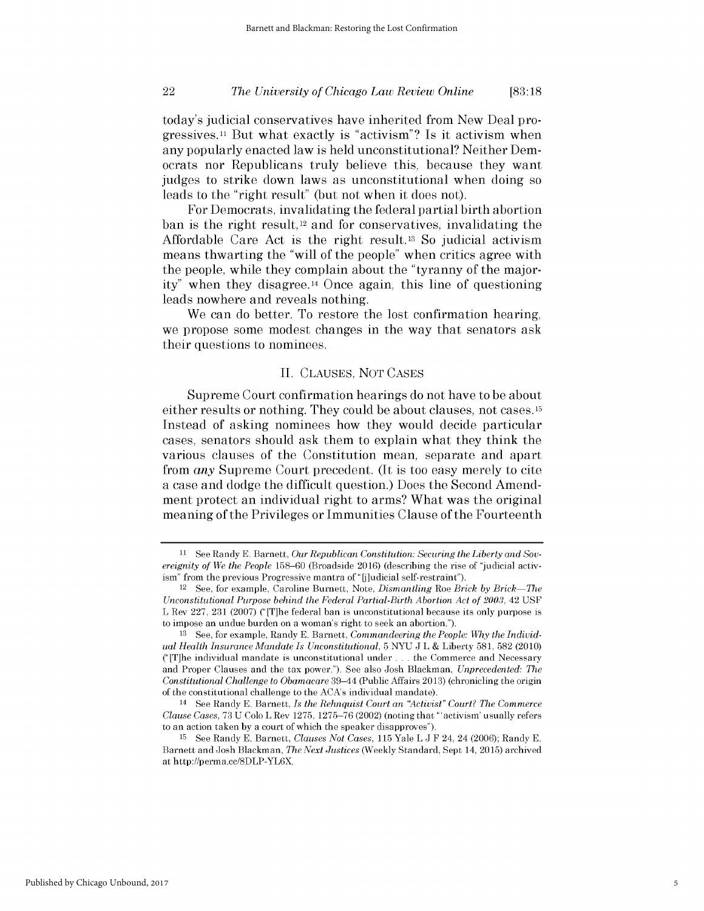today's judicial conservatives have inherited from New Deal progressives.[11] But what exactly is "activism"? Is it activism when any popularly enacted law is held unconstitutional? Neither Democrats nor Republicans truly believe this, because they want judges to strike down laws as unconstitutional when doing so leads to the "right result" (but not when it does not).

For Democrats, invalidating the federal partial birth abortion ban is the right result,[12] and for conservatives, invalidating the Affordable Care Act is the right result.[13] So judicial activism means thwarting the "will of the people" when critics agree with the people, while they complain about the "tyranny of the majority" when they disagree.[14] Once again, this line of questioning leads nowhere and reveals nothing.

We can do better. To restore the lost confirmation hearing, we propose some modest changes in the way that senators ask their questions to nominees.

## II. CLAUSES, NOT CASES

Supreme Court confirmation hearings do not have to be about either results or nothing. They could be about clauses, not cases.[15] Instead of asking nominees how they would decide particular cases, senators should ask them to explain what they think the various clauses of the Constitution mean, separate and apart from *any* Supreme Court precedent. (It is too easy merely to cite a case and dodge the difficult question.) Does the Second Amendment protect an individual right to arms? What was the original meaning of the Privileges or Immunities Clause of the Fourteenth

---

[11] See Randy E. Barnett, *Our Republican Constitution: Securing the Liberty and Sovereignity of We the People* 158–60 (Broadside 2016) (describing the rise of "judicial activism" from the previous Progressive mantra of "[j]udicial self-restraint").

[12] See, for example, Caroline Burnett, Note, *Dismantling* Roe *Brick by Brick—The Unconstitutional Purpose behind the Federal Partial-Birth Abortion Act of 2003*, 42 USF L Rev 227, 231 (2007) ("[T]he federal ban is unconstitutional because its only purpose is to impose an undue burden on a woman's right to seek an abortion.").

[13] See, for example, Randy E. Barnett, *Commandeering the People: Why the Individual Health Insurance Mandate Is Unconstitutional*, 5 NYU J L & Liberty 581, 582 (2010) ("[T]he individual mandate is unconstitutional under . . . the Commerce and Necessary and Proper Clauses and the tax power."). See also Josh Blackman, *Unprecedented: The Constitutional Challenge to Obamacare* 39–44 (Public Affairs 2013) (chronicling the origin of the constitutional challenge to the ACA's individual mandate).

[14] See Randy E. Barnett, *Is the Rehnquist Court an "Activist" Court? The Commerce Clause Cases*, 73 U Colo L Rev 1275, 1275–76 (2002) (noting that "'activism' usually refers to an action taken by a court of which the speaker disapproves").

[15] See Randy E. Barnett, *Clauses Not Cases*, 115 Yale L J F 24, 24 (2006); Randy E. Barnett and Josh Blackman, *The Next Justices* (Weekly Standard, Sept 14, 2015) archived at http://perma.cc/8DLP-YL6X.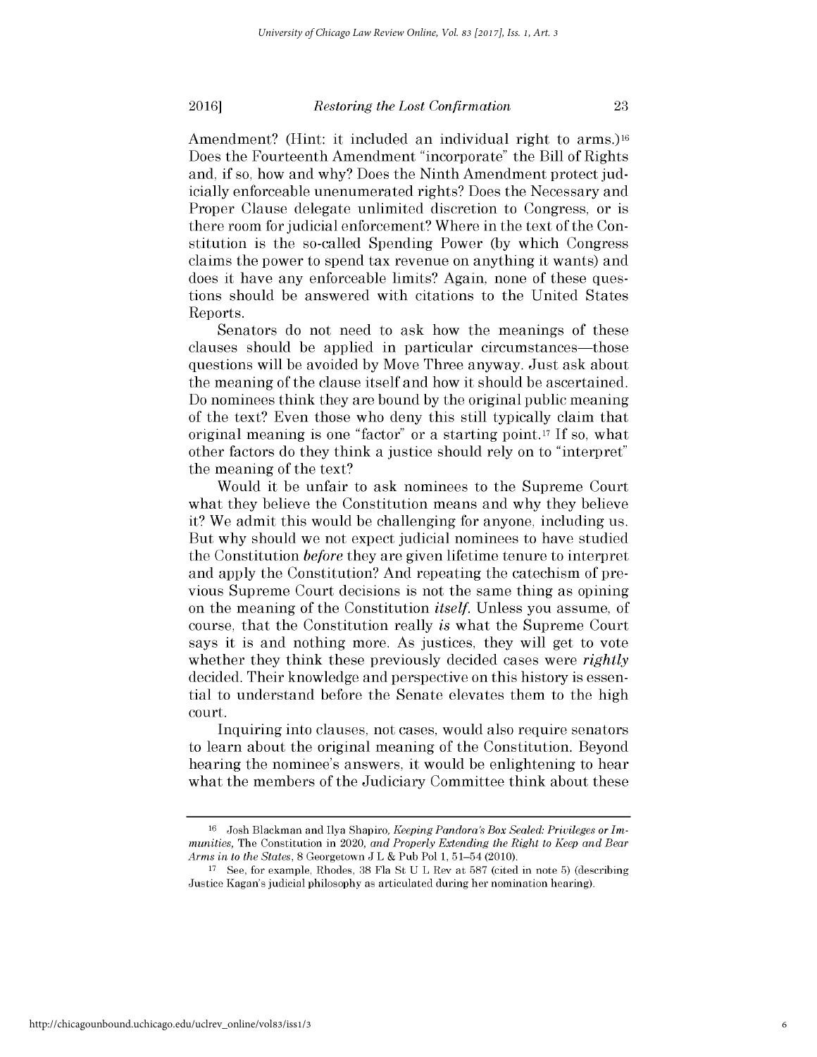Amendment? (Hint: it included an individual right to arms.)[16] Does the Fourteenth Amendment "incorporate" the Bill of Rights and, if so, how and why? Does the Ninth Amendment protect judicially enforceable unenumerated rights? Does the Necessary and Proper Clause delegate unlimited discretion to Congress, or is there room for judicial enforcement? Where in the text of the Constitution is the so-called Spending Power (by which Congress claims the power to spend tax revenue on anything it wants) and does it have any enforceable limits? Again, none of these questions should be answered with citations to the United States Reports.

Senators do not need to ask how the meanings of these clauses should be applied in particular circumstances—those questions will be avoided by Move Three anyway. Just ask about the meaning of the clause itself and how it should be ascertained. Do nominees think they are bound by the original public meaning of the text? Even those who deny this still typically claim that original meaning is one "factor" or a starting point.[17] If so, what other factors do they think a justice should rely on to "interpret" the meaning of the text?

Would it be unfair to ask nominees to the Supreme Court what they believe the Constitution means and why they believe it? We admit this would be challenging for anyone, including us. But why should we not expect judicial nominees to have studied the Constitution *before* they are given lifetime tenure to interpret and apply the Constitution? And repeating the catechism of previous Supreme Court decisions is not the same thing as opining on the meaning of the Constitution *itself*. Unless you assume, of course, that the Constitution really *is* what the Supreme Court says it is and nothing more. As justices, they will get to vote whether they think these previously decided cases were *rightly* decided. Their knowledge and perspective on this history is essential to understand before the Senate elevates them to the high court.

Inquiring into clauses, not cases, would also require senators to learn about the original meaning of the Constitution. Beyond hearing the nominee's answers, it would be enlightening to hear what the members of the Judiciary Committee think about these

---

[16] Josh Blackman and Ilya Shapiro, *Keeping Pandora's Box Sealed: Privileges or Immunities,* The Constitution in 2020, *and Properly Extending the Right to Keep and Bear Arms in to the States*, 8 Georgetown J L & Pub Pol 1, 51–54 (2010).

[17] See, for example, Rhodes, 38 Fla St U L Rev at 587 (cited in note 5) (describing Justice Kagan's judicial philosophy as articulated during her nomination hearing).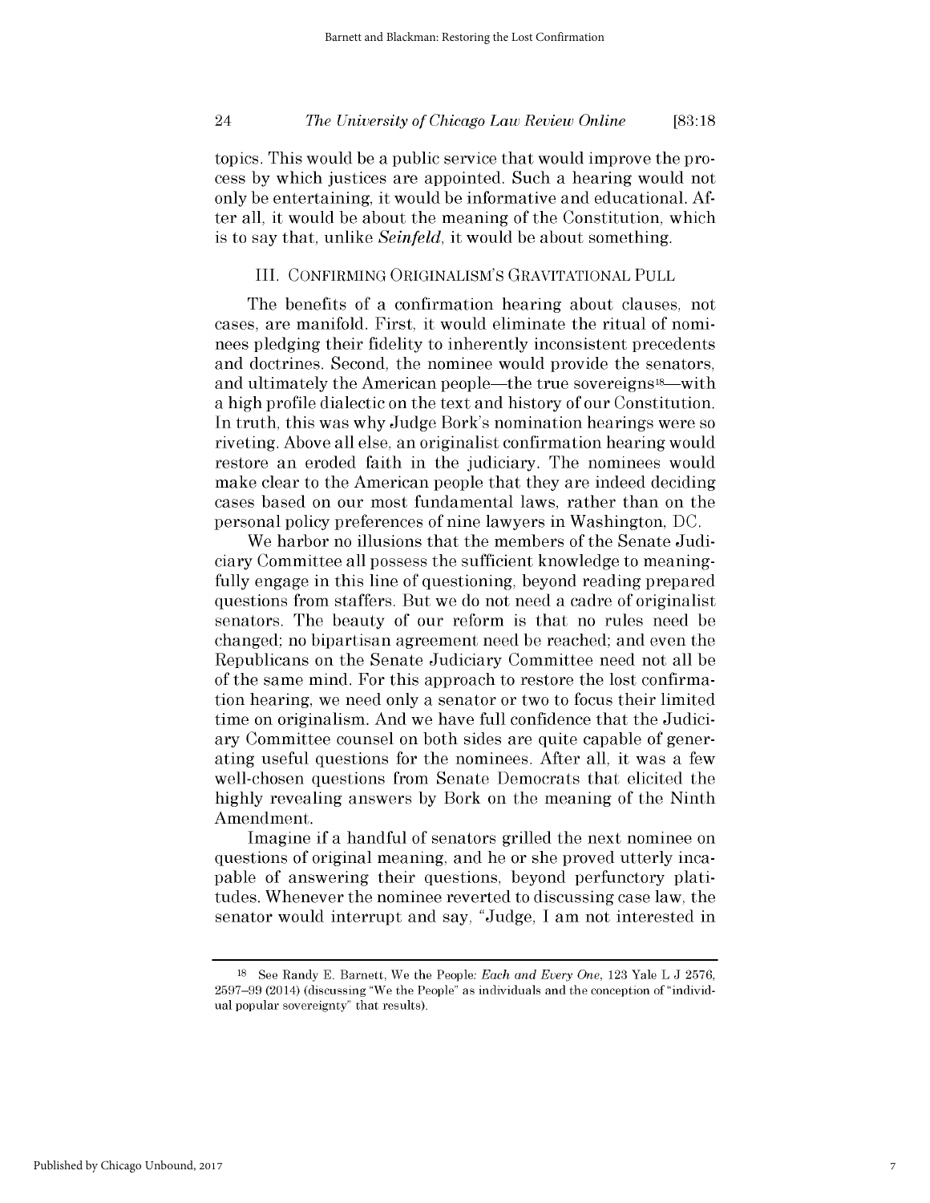topics. This would be a public service that would improve the process by which justices are appointed. Such a hearing would not only be entertaining, it would be informative and educational. After all, it would be about the meaning of the Constitution, which is to say that, unlike *Seinfeld*, it would be about something.

## III. CONFIRMING ORIGINALISM'S GRAVITATIONAL PULL

The benefits of a confirmation hearing about clauses, not cases, are manifold. First, it would eliminate the ritual of nominees pledging their fidelity to inherently inconsistent precedents and doctrines. Second, the nominee would provide the senators, and ultimately the American people—the true sovereigns[18]—with a high profile dialectic on the text and history of our Constitution. In truth, this was why Judge Bork's nomination hearings were so riveting. Above all else, an originalist confirmation hearing would restore an eroded faith in the judiciary. The nominees would make clear to the American people that they are indeed deciding cases based on our most fundamental laws, rather than on the personal policy preferences of nine lawyers in Washington, DC.

We harbor no illusions that the members of the Senate Judiciary Committee all possess the sufficient knowledge to meaningfully engage in this line of questioning, beyond reading prepared questions from staffers. But we do not need a cadre of originalist senators. The beauty of our reform is that no rules need be changed; no bipartisan agreement need be reached; and even the Republicans on the Senate Judiciary Committee need not all be of the same mind. For this approach to restore the lost confirmation hearing, we need only a senator or two to focus their limited time on originalism. And we have full confidence that the Judiciary Committee counsel on both sides are quite capable of generating useful questions for the nominees. After all, it was a few well-chosen questions from Senate Democrats that elicited the highly revealing answers by Bork on the meaning of the Ninth Amendment.

Imagine if a handful of senators grilled the next nominee on questions of original meaning, and he or she proved utterly incapable of answering their questions, beyond perfunctory platitudes. Whenever the nominee reverted to discussing case law, the senator would interrupt and say, "Judge, I am not interested in

---

[18] See Randy E. Barnett, We the People: *Each and Every One*, 123 Yale L J 2576, 2597–99 (2014) (discussing "We the People" as individuals and the conception of "individual popular sovereignty" that results).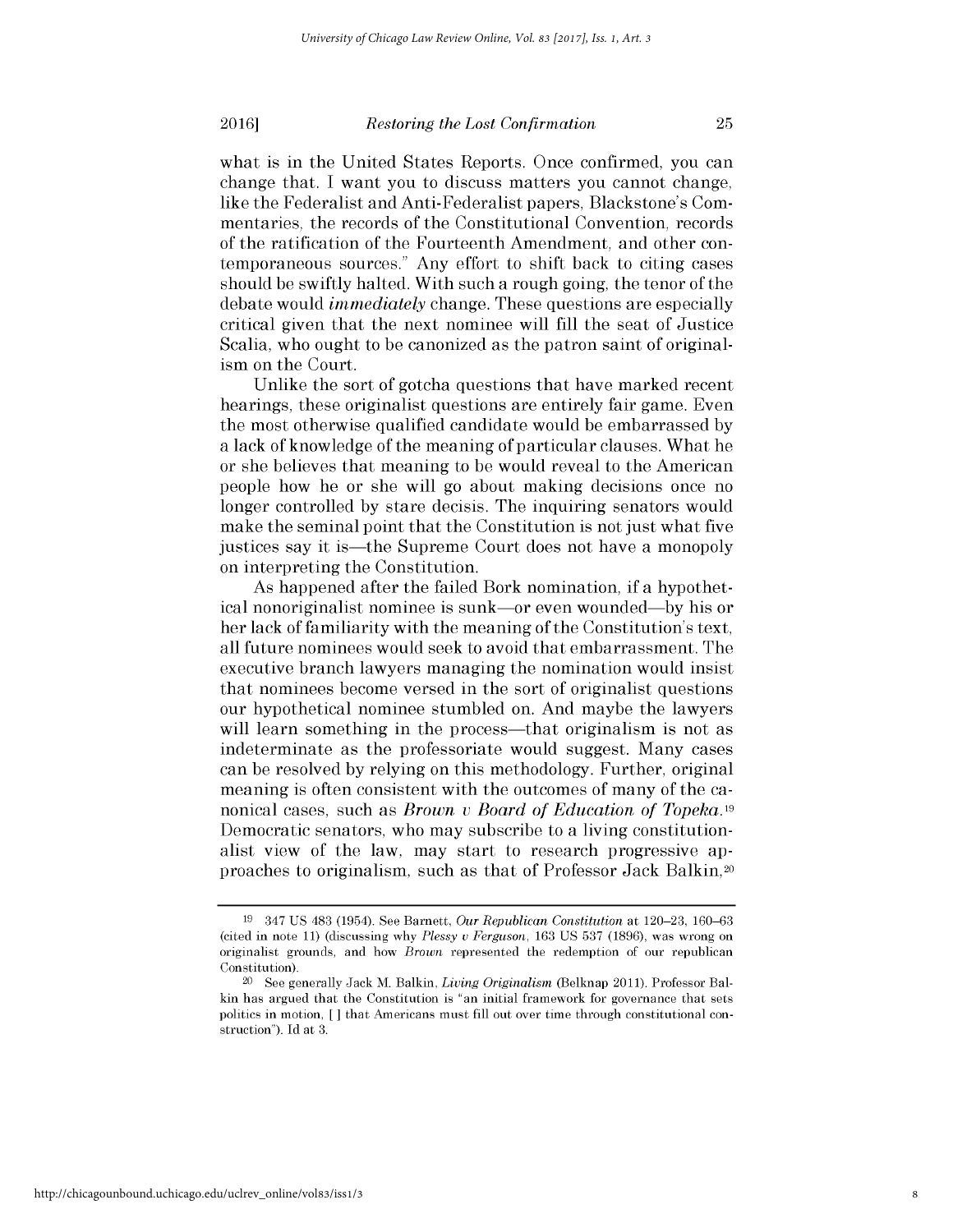what is in the United States Reports. Once confirmed, you can change that. I want you to discuss matters you cannot change, like the Federalist and Anti-Federalist papers, Blackstone's Commentaries, the records of the Constitutional Convention, records of the ratification of the Fourteenth Amendment, and other contemporaneous sources." Any effort to shift back to citing cases should be swiftly halted. With such a rough going, the tenor of the debate would *immediately* change. These questions are especially critical given that the next nominee will fill the seat of Justice Scalia, who ought to be canonized as the patron saint of originalism on the Court.

Unlike the sort of gotcha questions that have marked recent hearings, these originalist questions are entirely fair game. Even the most otherwise qualified candidate would be embarrassed by a lack of knowledge of the meaning of particular clauses. What he or she believes that meaning to be would reveal to the American people how he or she will go about making decisions once no longer controlled by stare decisis. The inquiring senators would make the seminal point that the Constitution is not just what five justices say it is—the Supreme Court does not have a monopoly on interpreting the Constitution.

As happened after the failed Bork nomination, if a hypothetical nonoriginalist nominee is sunk—or even wounded—by his or her lack of familiarity with the meaning of the Constitution's text, all future nominees would seek to avoid that embarrassment. The executive branch lawyers managing the nomination would insist that nominees become versed in the sort of originalist questions our hypothetical nominee stumbled on. And maybe the lawyers will learn something in the process—that originalism is not as indeterminate as the professoriate would suggest. Many cases can be resolved by relying on this methodology. Further, original meaning is often consistent with the outcomes of many of the canonical cases, such as *Brown v Board of Education of Topeka*.[19] Democratic senators, who may subscribe to a living constitutionalist view of the law, may start to research progressive approaches to originalism, such as that of Professor Jack Balkin,[20]

---

[19] 347 US 483 (1954). See Barnett, *Our Republican Constitution* at 120–23, 160–63 (cited in note 11) (discussing why *Plessy v Ferguson*, 163 US 537 (1896), was wrong on originalist grounds, and how *Brown* represented the redemption of our republican Constitution).

[20] See generally Jack M. Balkin, *Living Originalism* (Belknap 2011). Professor Balkin has argued that the Constitution is "an initial framework for governance that sets politics in motion, [ ] that Americans must fill out over time through constitutional construction"). Id at 3.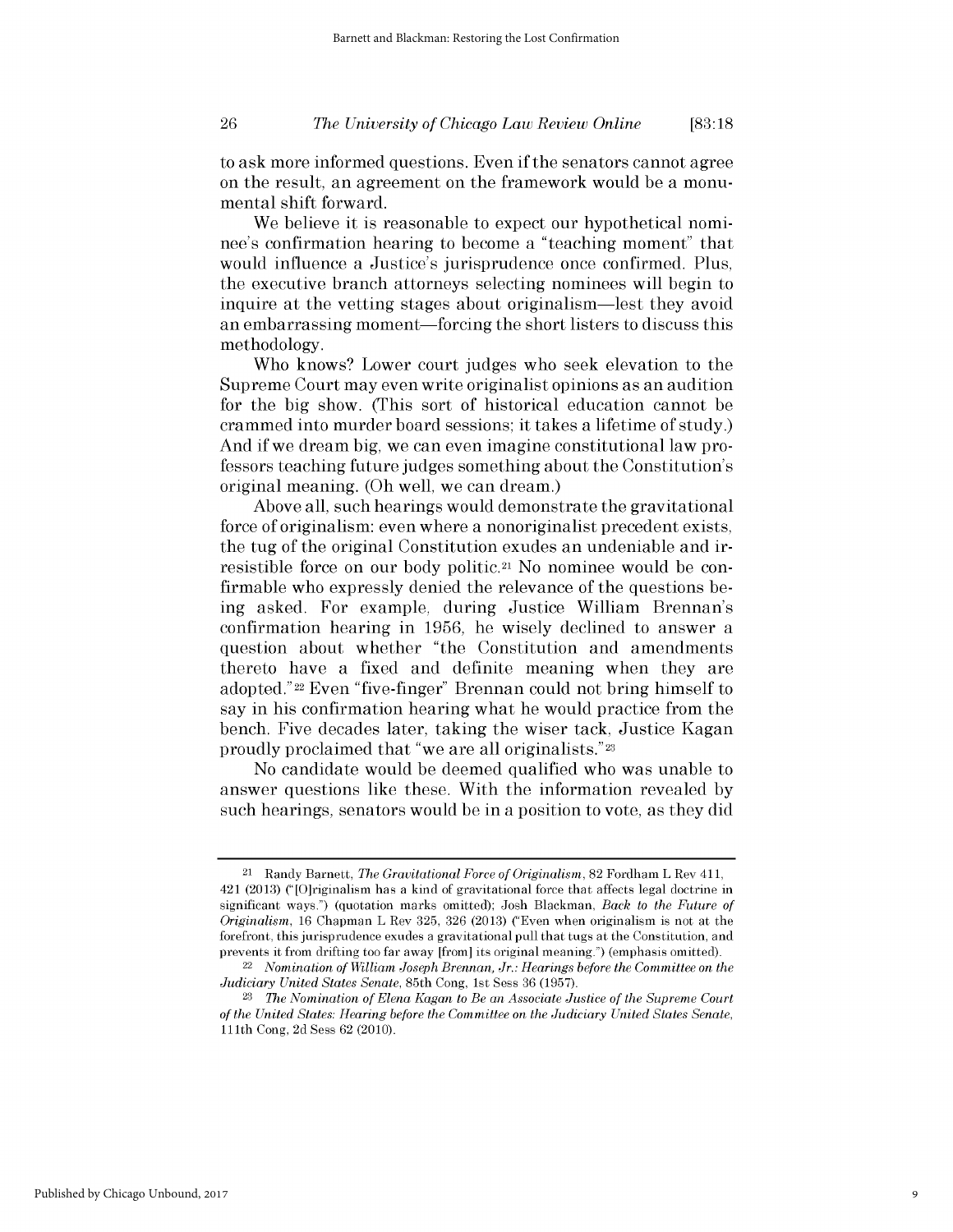to ask more informed questions. Even if the senators cannot agree on the result, an agreement on the framework would be a monumental shift forward.

We believe it is reasonable to expect our hypothetical nominee's confirmation hearing to become a "teaching moment" that would influence a Justice's jurisprudence once confirmed. Plus, the executive branch attorneys selecting nominees will begin to inquire at the vetting stages about originalism—lest they avoid an embarrassing moment—forcing the short listers to discuss this methodology.

Who knows? Lower court judges who seek elevation to the Supreme Court may even write originalist opinions as an audition for the big show. (This sort of historical education cannot be crammed into murder board sessions; it takes a lifetime of study.) And if we dream big, we can even imagine constitutional law professors teaching future judges something about the Constitution's original meaning. (Oh well, we can dream.)

Above all, such hearings would demonstrate the gravitational force of originalism: even where a nonoriginalist precedent exists, the tug of the original Constitution exudes an undeniable and irresistible force on our body politic.[21] No nominee would be confirmable who expressly denied the relevance of the questions being asked. For example, during Justice William Brennan's confirmation hearing in 1956, he wisely declined to answer a question about whether "the Constitution and amendments thereto have a fixed and definite meaning when they are adopted."[22] Even "five-finger" Brennan could not bring himself to say in his confirmation hearing what he would practice from the bench. Five decades later, taking the wiser tack, Justice Kagan proudly proclaimed that "we are all originalists."[23]

No candidate would be deemed qualified who was unable to answer questions like these. With the information revealed by such hearings, senators would be in a position to vote, as they did

---

[21] Randy Barnett, *The Gravitational Force of Originalism*, 82 Fordham L Rev 411, 421 (2013) ("[O]riginalism has a kind of gravitational force that affects legal doctrine in significant ways.") (quotation marks omitted); Josh Blackman, *Back to the Future of Originalism*, 16 Chapman L Rev 325, 326 (2013) ("Even when originalism is not at the forefront, this jurisprudence exudes a gravitational pull that tugs at the Constitution, and prevents it from drifting too far away [from] its original meaning.") (emphasis omitted).

[22] *Nomination of William Joseph Brennan, Jr.: Hearings before the Committee on the Judiciary United States Senate*, 85th Cong, 1st Sess 36 (1957).

[23] *The Nomination of Elena Kagan to Be an Associate Justice of the Supreme Court of the United States: Hearing before the Committee on the Judiciary United States Senate*, 111th Cong, 2d Sess 62 (2010).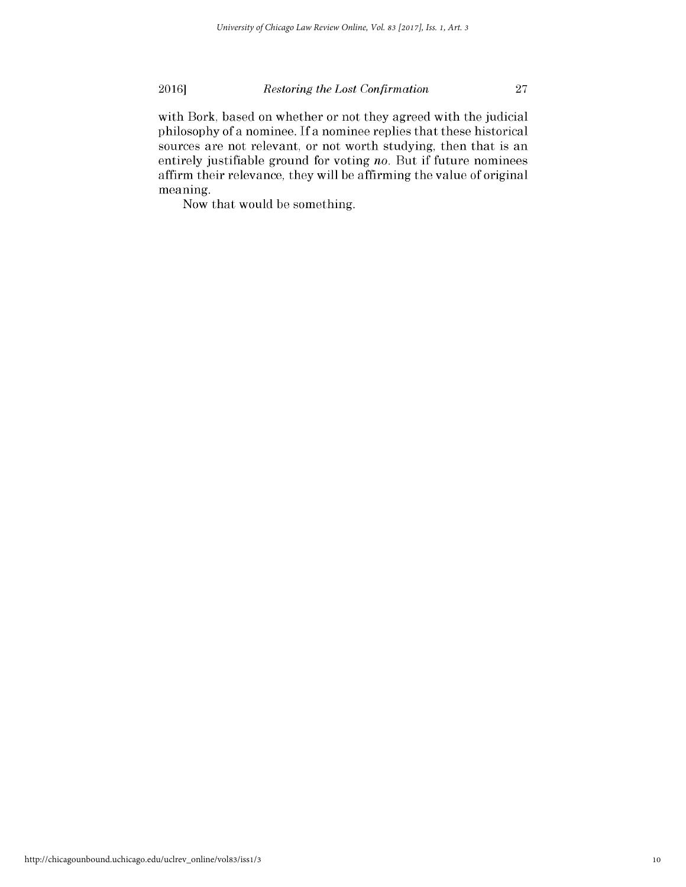with Bork, based on whether or not they agreed with the judicial philosophy of a nominee. If a nominee replies that these historical sources are not relevant, or not worth studying, then that is an entirely justifiable ground for voting *no*. But if future nominees affirm their relevance, they will be affirming the value of original meaning.

Now that would be something.